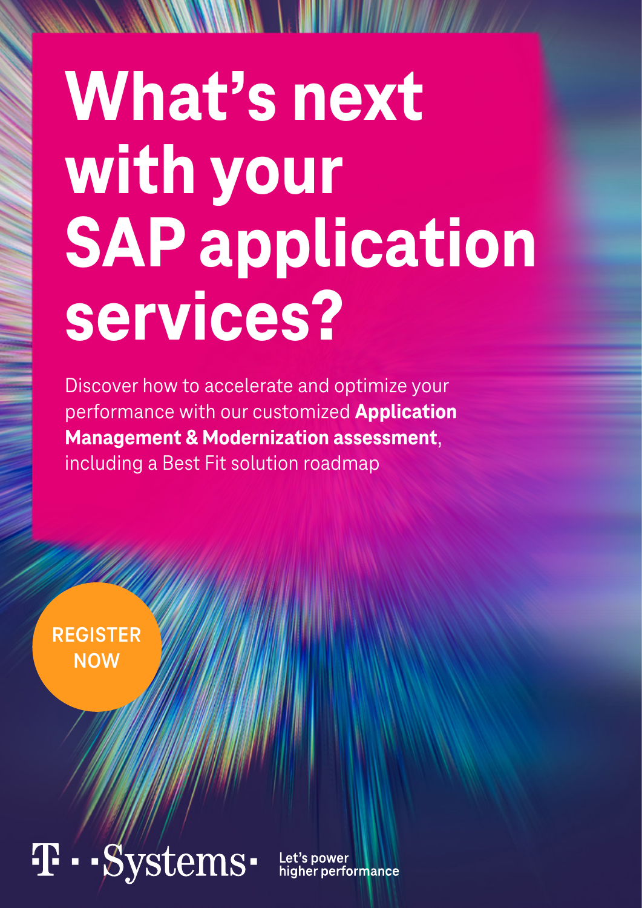# What's next with your SAP application services?

Discover how to accelerate and optimize your performance with our customized **Application Management & Modernization assessment**, including a Best Fit solution roadmap

REGISTER NOW

T · · Systems · Let's power higher performance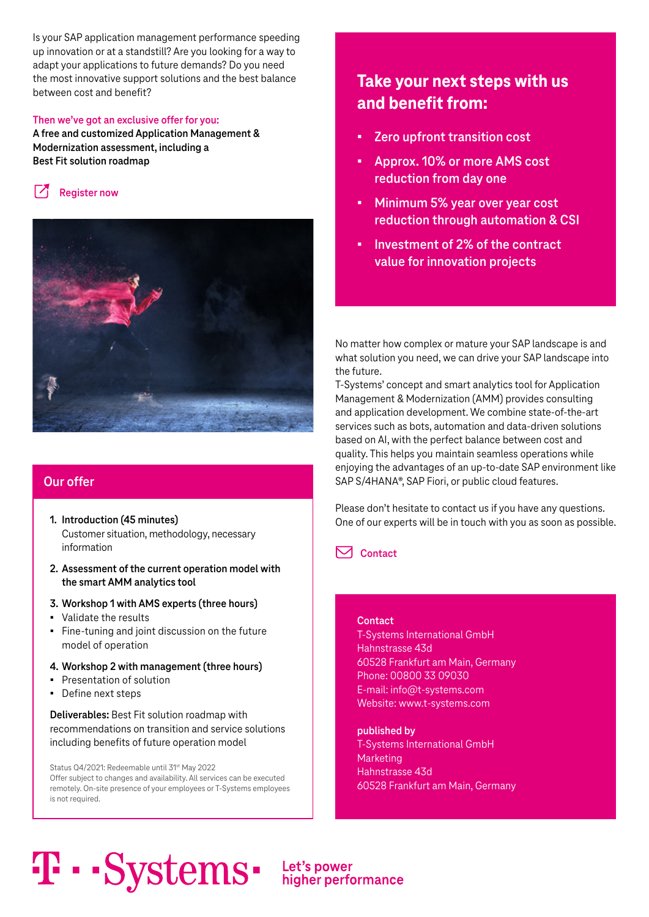Is your SAP application management performance speeding up innovation or at a standstill? Are you looking for a way to adapt your applications to future demands? Do you need the most innovative support solutions and the best balance between cost and benefit?

**Then we've got an exclusive offer for you:**
**A free and customized Application Management & Modernization assessment, including a Best Fit solution roadmap**

Register now

## Our offer

1. **Introduction (45 minutes)**
   Customer situation, methodology, necessary information
2. **Assessment of the current operation model with the smart AMM analytics tool**
3. **Workshop 1 with AMS experts (three hours)**
   - Validate the results
   - Fine-tuning and joint discussion on the future model of operation
4. **Workshop 2 with management (three hours)**
   - Presentation of solution
   - Define next steps

**Deliverables:** Best Fit solution roadmap with recommendations on transition and service solutions including benefits of future operation model

Status Q4/2021: Redeemable until 31st May 2022
Offer subject to changes and availability. All services can be executed remotely. On-site presence of your employees or T-Systems employees is not required.

## Take your next steps with us and benefit from:

- Zero upfront transition cost
- Approx. 10% or more AMS cost reduction from day one
- Minimum 5% year over year cost reduction through automation & CSI
- Investment of 2% of the contract value for innovation projects

No matter how complex or mature your SAP landscape is and what solution you need, we can drive your SAP landscape into the future.
T-Systems' concept and smart analytics tool for Application Management & Modernization (AMM) provides consulting and application development. We combine state-of-the-art services such as bots, automation and data-driven solutions based on AI, with the perfect balance between cost and quality. This helps you maintain seamless operations while enjoying the advantages of an up-to-date SAP environment like SAP S/4HANA®, SAP Fiori, or public cloud features.

Please don't hesitate to contact us if you have any questions. One of our experts will be in touch with you as soon as possible.

Contact

**Contact**
T-Systems International GmbH
Hahnstrasse 43d
60528 Frankfurt am Main, Germany
Phone: 00800 33 09030
E-mail: info@t-systems.com
Website: www.t-systems.com

**published by**
T-Systems International GmbH
Marketing
Hahnstrasse 43d
60528 Frankfurt am Main, Germany

T-Systems · Let's power higher performance